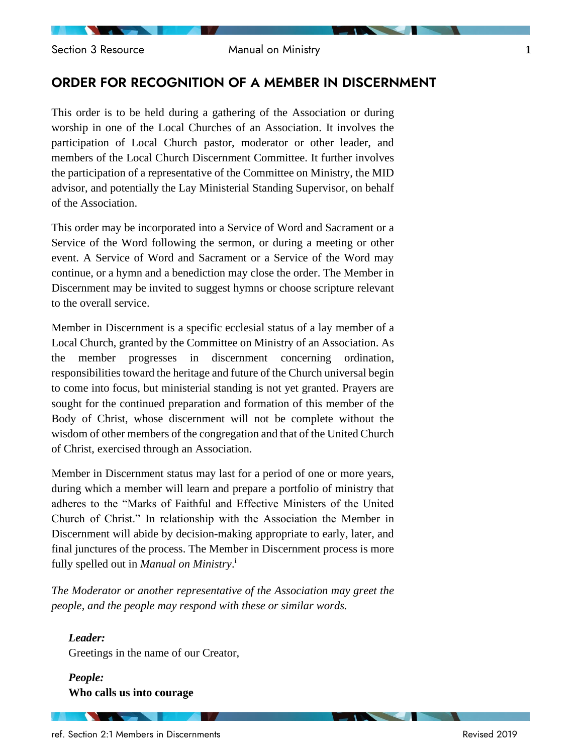## ORDER FOR RECOGNITION OF A MEMBER IN DISCERNMENT

This order is to be held during a gathering of the Association or during worship in one of the Local Churches of an Association. It involves the participation of Local Church pastor, moderator or other leader, and members of the Local Church Discernment Committee. It further involves the participation of a representative of the Committee on Ministry, the MID advisor, and potentially the Lay Ministerial Standing Supervisor, on behalf of the Association.

This order may be incorporated into a Service of Word and Sacrament or a Service of the Word following the sermon, or during a meeting or other event. A Service of Word and Sacrament or a Service of the Word may continue, or a hymn and a benediction may close the order. The Member in Discernment may be invited to suggest hymns or choose scripture relevant to the overall service.

Member in Discernment is a specific ecclesial status of a lay member of a Local Church, granted by the Committee on Ministry of an Association. As the member progresses in discernment concerning ordination, responsibilities toward the heritage and future of the Church universal begin to come into focus, but ministerial standing is not yet granted. Prayers are sought for the continued preparation and formation of this member of the Body of Christ, whose discernment will not be complete without the wisdom of other members of the congregation and that of the United Church of Christ, exercised through an Association.

Member in Discernment status may last for a period of one or more years, during which a member will learn and prepare a portfolio of ministry that adheres to the "Marks of Faithful and Effective Ministers of the United Church of Christ." In relationship with the Association the Member in Discernment will abide by decision-making appropriate to early, later, and final junctures of the process. The Member in Discernment process is more fully spelled out in *Manual on Ministry*.[i]

*The Moderator or another representative of the Association may greet the people, and the people may respond with these or similar words.*

***Leader:***
Greetings in the name of our Creator,

***People:***
**Who calls us into courage**

ref. Section 2:1 Members in Discernments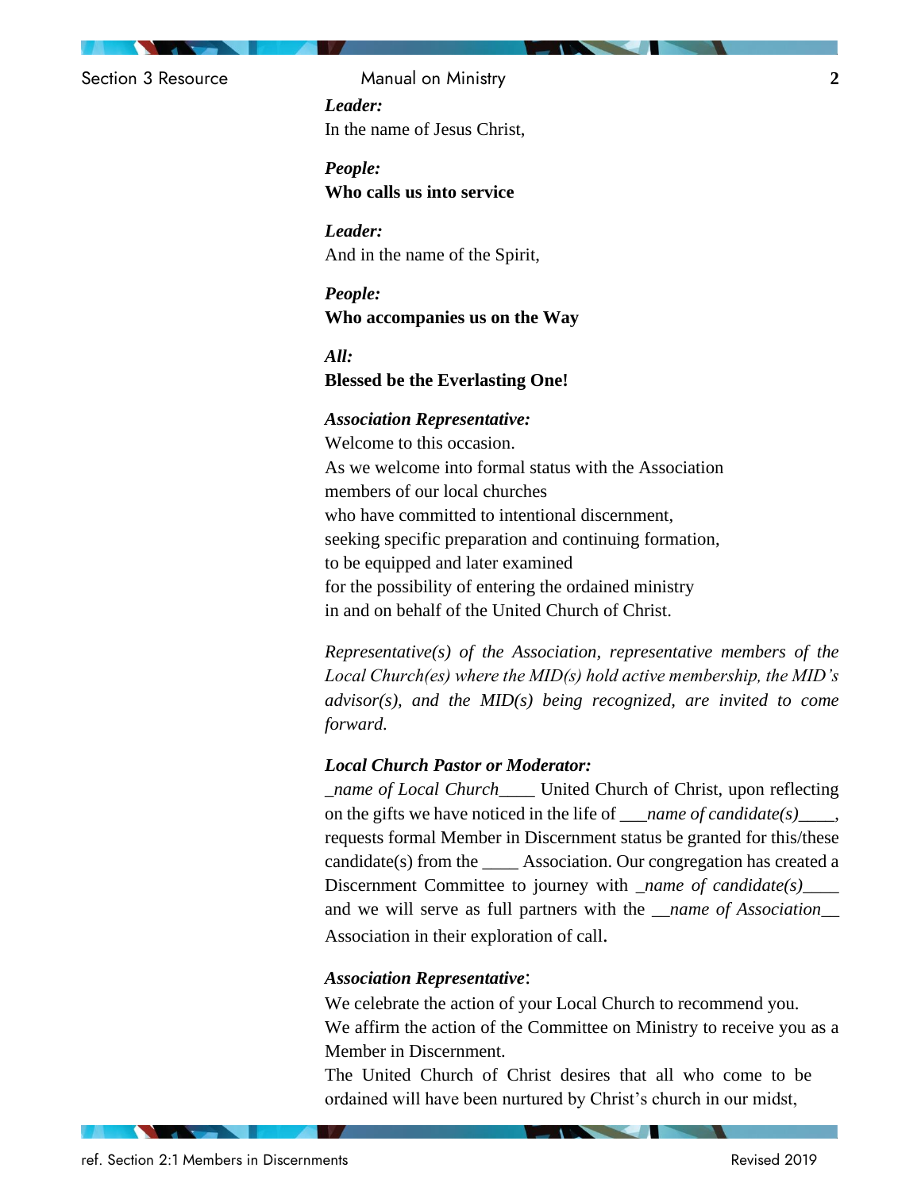*Leader:*
In the name of Jesus Christ,

*People:*
**Who calls us into service**

*Leader:*
And in the name of the Spirit,

*People:*
**Who accompanies us on the Way**

*All:*
**Blessed be the Everlasting One!**

***Association Representative:***
Welcome to this occasion.
As we welcome into formal status with the Association
members of our local churches
who have committed to intentional discernment,
seeking specific preparation and continuing formation,
to be equipped and later examined
for the possibility of entering the ordained ministry
in and on behalf of the United Church of Christ.

*Representative(s) of the Association, representative members of the Local Church(es) where the MID(s) hold active membership, the MID's advisor(s), and the MID(s) being recognized, are invited to come forward.*

***Local Church Pastor or Moderator:***
_*name of Local Church*____ United Church of Christ, upon reflecting on the gifts we have noticed in the life of ___*name of candidate(s)*____, requests formal Member in Discernment status be granted for this/these candidate(s) from the ____ Association. Our congregation has created a Discernment Committee to journey with _*name of candidate(s)*____ and we will serve as full partners with the __*name of Association*__ Association in their exploration of call.

***Association Representative***:
We celebrate the action of your Local Church to recommend you.
We affirm the action of the Committee on Ministry to receive you as a Member in Discernment.
The United Church of Christ desires that all who come to be ordained will have been nurtured by Christ's church in our midst,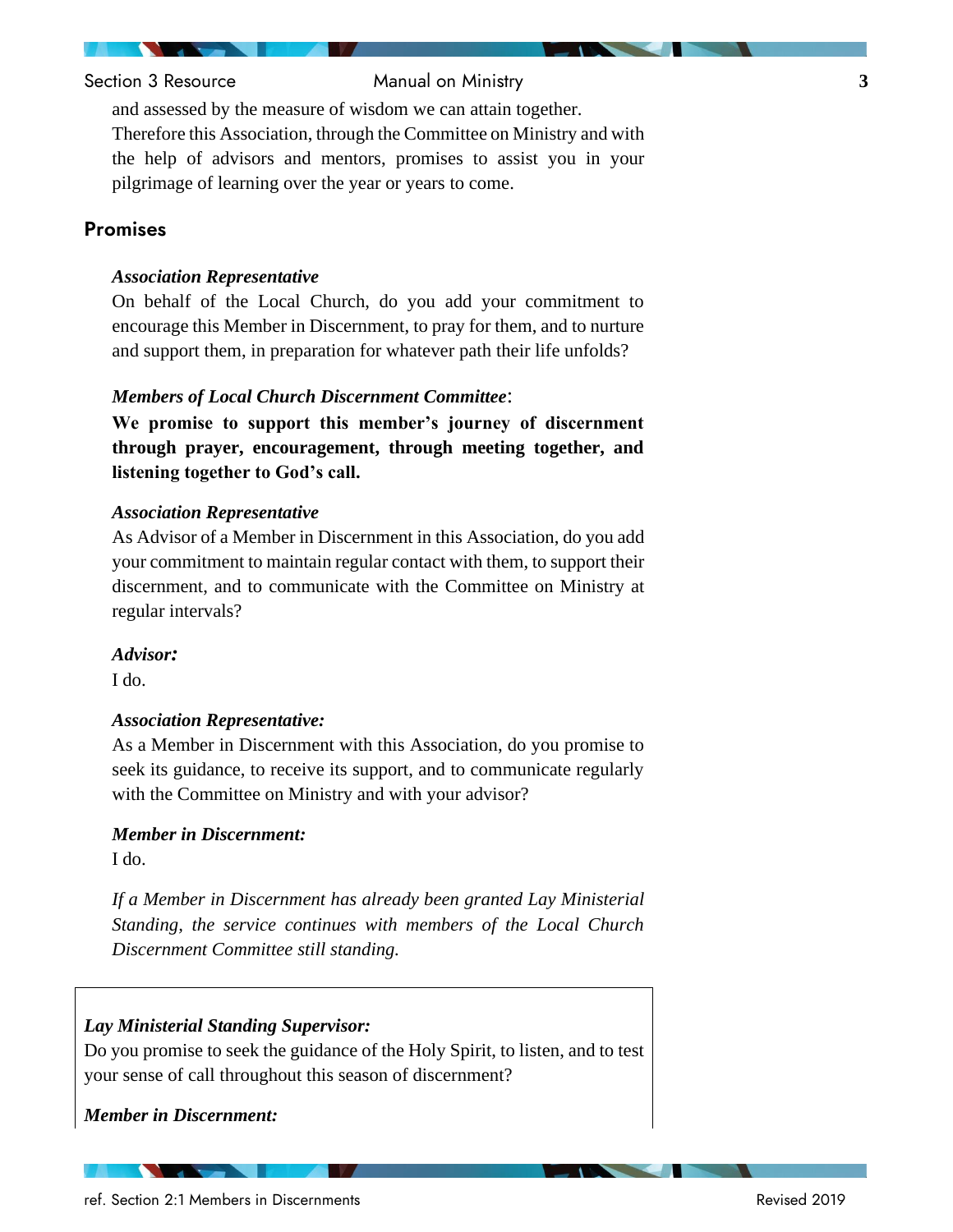and assessed by the measure of wisdom we can attain together. Therefore this Association, through the Committee on Ministry and with the help of advisors and mentors, promises to assist you in your pilgrimage of learning over the year or years to come.

## Promises

***Association Representative***
On behalf of the Local Church, do you add your commitment to encourage this Member in Discernment, to pray for them, and to nurture and support them, in preparation for whatever path their life unfolds?

***Members of Local Church Discernment Committee***:
**We promise to support this member's journey of discernment through prayer, encouragement, through meeting together, and listening together to God's call.**

***Association Representative***
As Advisor of a Member in Discernment in this Association, do you add your commitment to maintain regular contact with them, to support their discernment, and to communicate with the Committee on Ministry at regular intervals?

***Advisor:***
I do.

***Association Representative:***
As a Member in Discernment with this Association, do you promise to seek its guidance, to receive its support, and to communicate regularly with the Committee on Ministry and with your advisor?

***Member in Discernment:***
I do.

*If a Member in Discernment has already been granted Lay Ministerial Standing, the service continues with members of the Local Church Discernment Committee still standing.*

***Lay Ministerial Standing Supervisor:***
Do you promise to seek the guidance of the Holy Spirit, to listen, and to test your sense of call throughout this season of discernment?

***Member in Discernment:***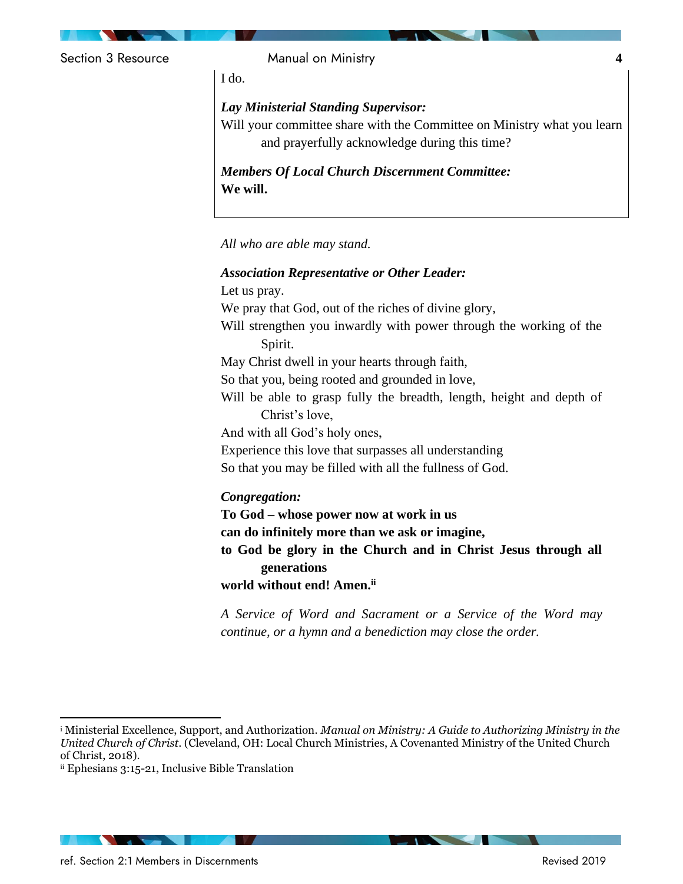I do.

***Lay Ministerial Standing Supervisor:***
Will your committee share with the Committee on Ministry what you learn and prayerfully acknowledge during this time?

***Members Of Local Church Discernment Committee:***
**We will.**

*All who are able may stand.*

***Association Representative or Other Leader:***
Let us pray.
We pray that God, out of the riches of divine glory,
Will strengthen you inwardly with power through the working of the Spirit.
May Christ dwell in your hearts through faith,
So that you, being rooted and grounded in love,
Will be able to grasp fully the breadth, length, height and depth of Christ's love,
And with all God's holy ones,
Experience this love that surpasses all understanding
So that you may be filled with all the fullness of God.

***Congregation:***
**To God – whose power now at work in us**
**can do infinitely more than we ask or imagine,**
**to God be glory in the Church and in Christ Jesus through all generations**
**world without end! Amen.**[ii]

*A Service of Word and Sacrament or a Service of the Word may continue, or a hymn and a benediction may close the order.*

---

[i] Ministerial Excellence, Support, and Authorization. *Manual on Ministry: A Guide to Authorizing Ministry in the United Church of Christ*. (Cleveland, OH: Local Church Ministries, A Covenanted Ministry of the United Church of Christ, 2018).

[ii] Ephesians 3:15-21, Inclusive Bible Translation